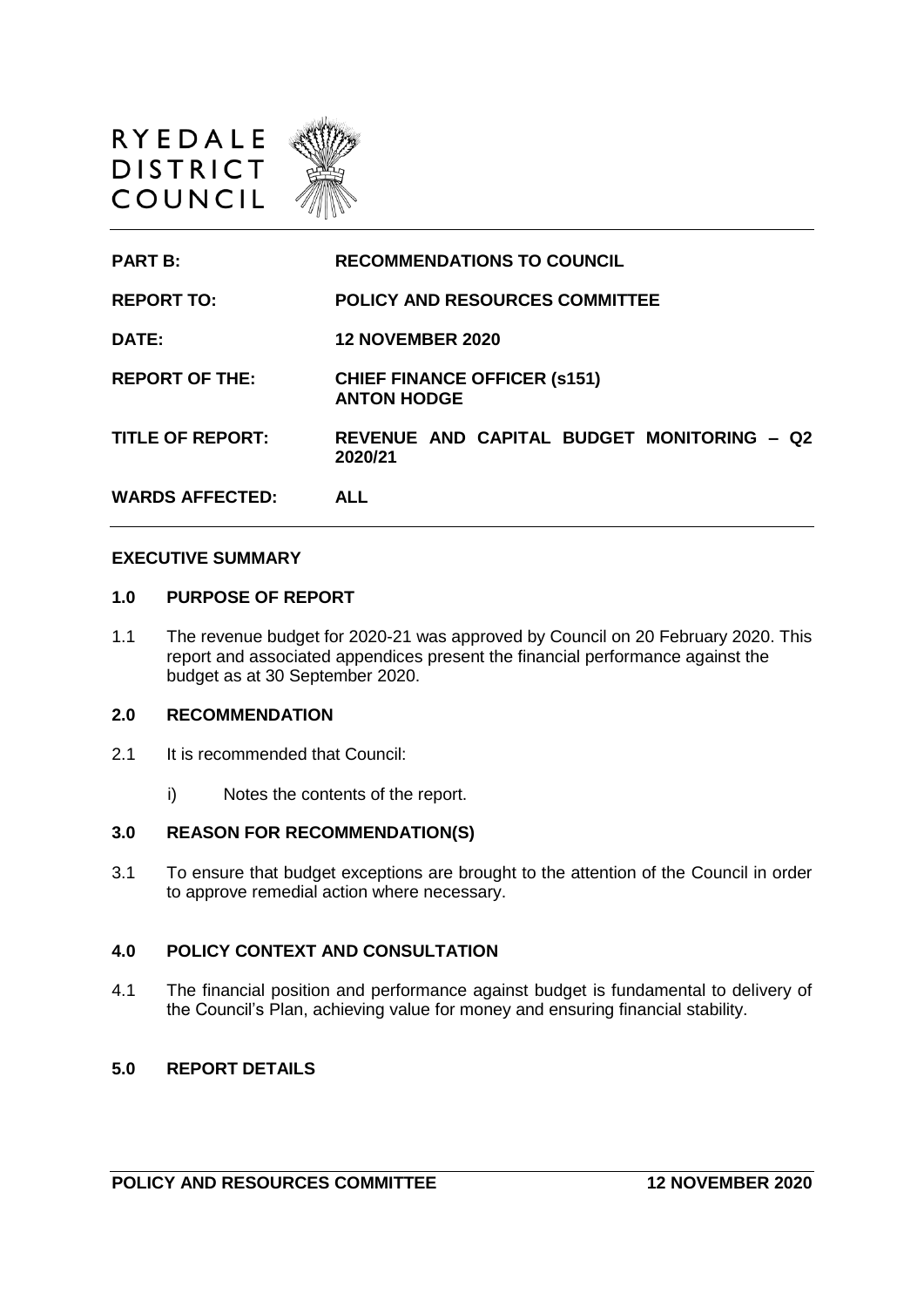RYEDALE
DISTRICT
COUNCIL

| | |
|---|---|
| **PART B:** | **RECOMMENDATIONS TO COUNCIL** |
| **REPORT TO:** | **POLICY AND RESOURCES COMMITTEE** |
| **DATE:** | **12 NOVEMBER 2020** |
| **REPORT OF THE:** | **CHIEF FINANCE OFFICER (s151) ANTON HODGE** |
| **TITLE OF REPORT:** | **REVENUE AND CAPITAL BUDGET MONITORING – Q2 2020/21** |
| **WARDS AFFECTED:** | **ALL** |

**EXECUTIVE SUMMARY**

**1.0 PURPOSE OF REPORT**

1.1 The revenue budget for 2020-21 was approved by Council on 20 February 2020. This report and associated appendices present the financial performance against the budget as at 30 September 2020.

**2.0 RECOMMENDATION**

2.1 It is recommended that Council:

i) Notes the contents of the report.

**3.0 REASON FOR RECOMMENDATION(S)**

3.1 To ensure that budget exceptions are brought to the attention of the Council in order to approve remedial action where necessary.

**4.0 POLICY CONTEXT AND CONSULTATION**

4.1 The financial position and performance against budget is fundamental to delivery of the Council's Plan, achieving value for money and ensuring financial stability.

**5.0 REPORT DETAILS**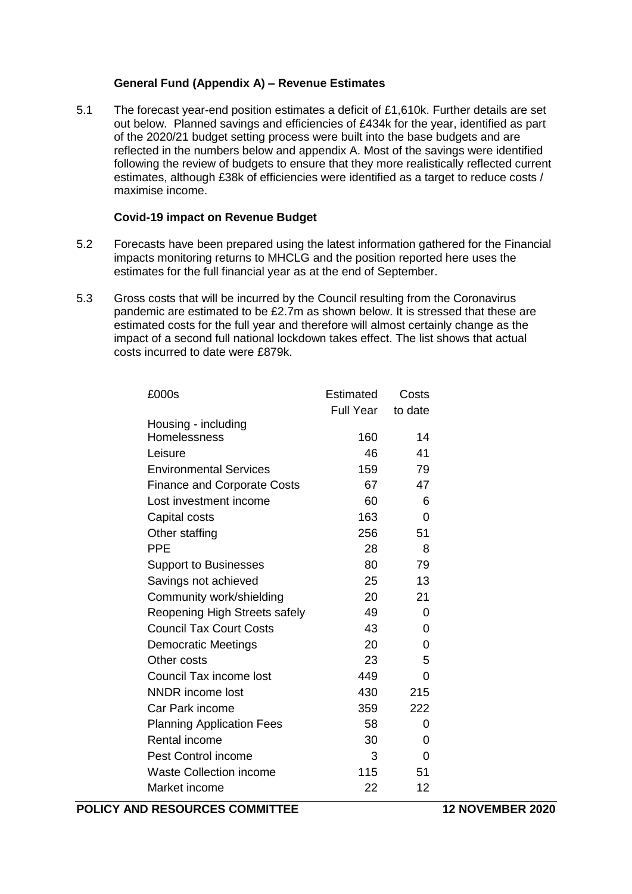### General Fund (Appendix A) – Revenue Estimates

5.1 The forecast year-end position estimates a deficit of £1,610k. Further details are set out below. Planned savings and efficiencies of £434k for the year, identified as part of the 2020/21 budget setting process were built into the base budgets and are reflected in the numbers below and appendix A. Most of the savings were identified following the review of budgets to ensure that they more realistically reflected current estimates, although £38k of efficiencies were identified as a target to reduce costs / maximise income.

### Covid-19 impact on Revenue Budget

5.2 Forecasts have been prepared using the latest information gathered for the Financial impacts monitoring returns to MHCLG and the position reported here uses the estimates for the full financial year as at the end of September.

5.3 Gross costs that will be incurred by the Council resulting from the Coronavirus pandemic are estimated to be £2.7m as shown below. It is stressed that these are estimated costs for the full year and therefore will almost certainly change as the impact of a second full national lockdown takes effect. The list shows that actual costs incurred to date were £879k.

| £000s | Estimated Full Year | Costs to date |
|---|---|---|
| Housing - including Homelessness | 160 | 14 |
| Leisure | 46 | 41 |
| Environmental Services | 159 | 79 |
| Finance and Corporate Costs | 67 | 47 |
| Lost investment income | 60 | 6 |
| Capital costs | 163 | 0 |
| Other staffing | 256 | 51 |
| PPE | 28 | 8 |
| Support to Businesses | 80 | 79 |
| Savings not achieved | 25 | 13 |
| Community work/shielding | 20 | 21 |
| Reopening High Streets safely | 49 | 0 |
| Council Tax Court Costs | 43 | 0 |
| Democratic Meetings | 20 | 0 |
| Other costs | 23 | 5 |
| Council Tax income lost | 449 | 0 |
| NNDR income lost | 430 | 215 |
| Car Park income | 359 | 222 |
| Planning Application Fees | 58 | 0 |
| Rental income | 30 | 0 |
| Pest Control income | 3 | 0 |
| Waste Collection income | 115 | 51 |
| Market income | 22 | 12 |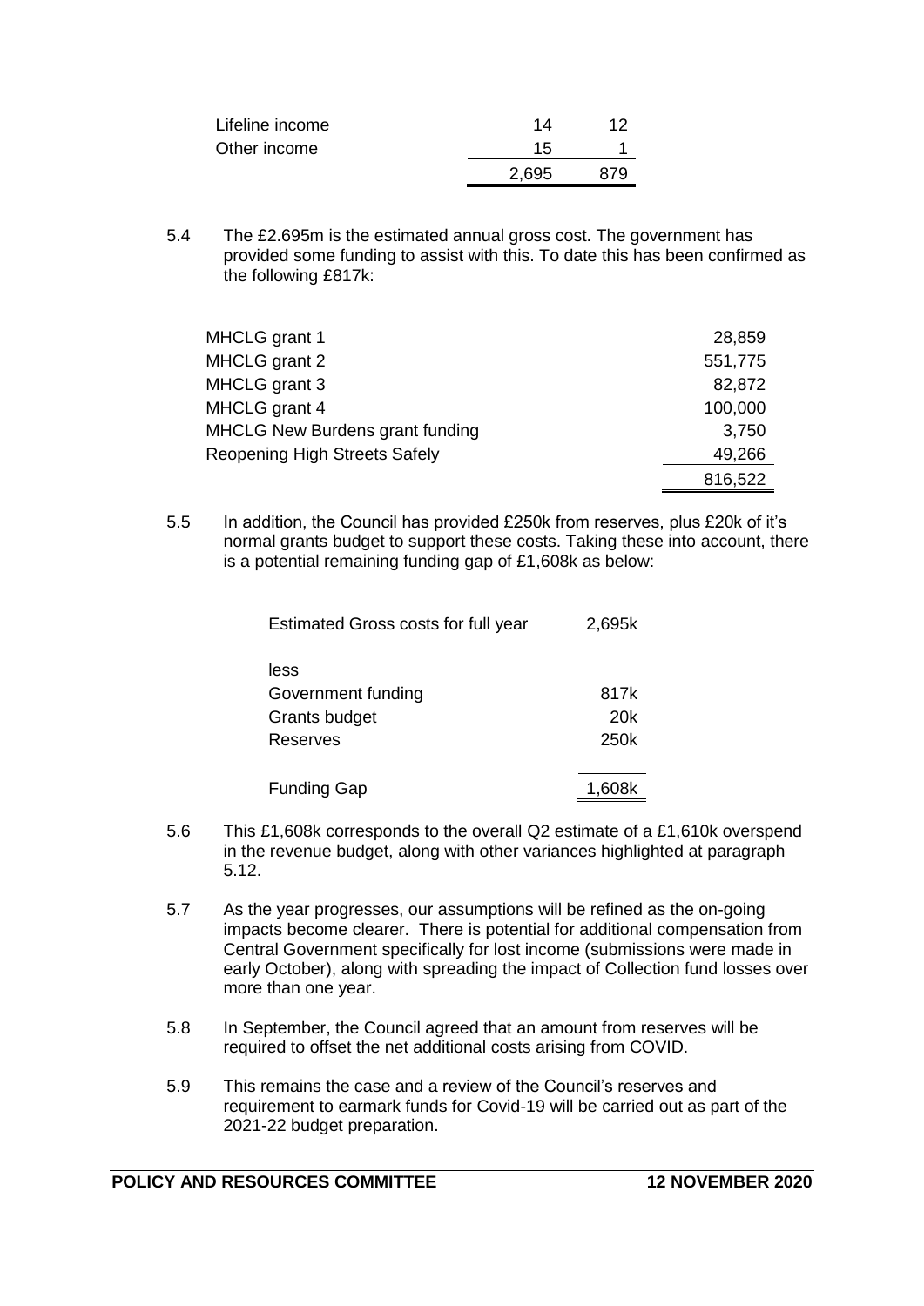| | | |
|---|---|---|
| Lifeline income | 14 | 12 |
| Other income | 15 | 1 |
| | 2,695 | 879 |

5.4 The £2.695m is the estimated annual gross cost. The government has provided some funding to assist with this. To date this has been confirmed as the following £817k:

| | |
|---|---|
| MHCLG grant 1 | 28,859 |
| MHCLG grant 2 | 551,775 |
| MHCLG grant 3 | 82,872 |
| MHCLG grant 4 | 100,000 |
| MHCLG New Burdens grant funding | 3,750 |
| Reopening High Streets Safely | 49,266 |
| | 816,522 |

5.5 In addition, the Council has provided £250k from reserves, plus £20k of it's normal grants budget to support these costs. Taking these into account, there is a potential remaining funding gap of £1,608k as below:

| | |
|---|---|
| Estimated Gross costs for full year | 2,695k |
| less | |
| Government funding | 817k |
| Grants budget | 20k |
| Reserves | 250k |
| Funding Gap | 1,608k |

5.6 This £1,608k corresponds to the overall Q2 estimate of a £1,610k overspend in the revenue budget, along with other variances highlighted at paragraph 5.12.

5.7 As the year progresses, our assumptions will be refined as the on-going impacts become clearer. There is potential for additional compensation from Central Government specifically for lost income (submissions were made in early October), along with spreading the impact of Collection fund losses over more than one year.

5.8 In September, the Council agreed that an amount from reserves will be required to offset the net additional costs arising from COVID.

5.9 This remains the case and a review of the Council's reserves and requirement to earmark funds for Covid-19 will be carried out as part of the 2021-22 budget preparation.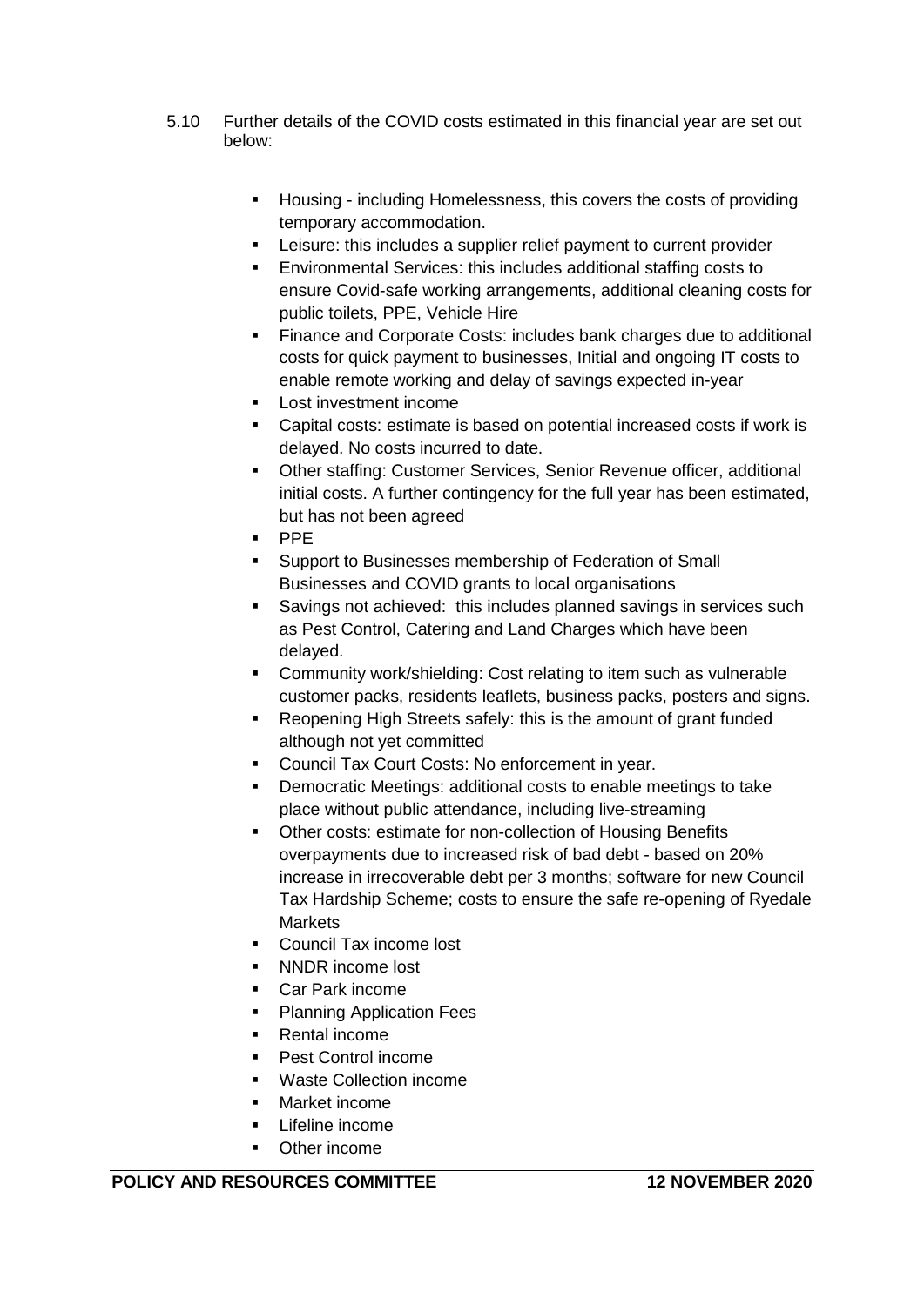5.10 Further details of the COVID costs estimated in this financial year are set out below:

- Housing - including Homelessness, this covers the costs of providing temporary accommodation.
- Leisure: this includes a supplier relief payment to current provider
- Environmental Services: this includes additional staffing costs to ensure Covid-safe working arrangements, additional cleaning costs for public toilets, PPE, Vehicle Hire
- Finance and Corporate Costs: includes bank charges due to additional costs for quick payment to businesses, Initial and ongoing IT costs to enable remote working and delay of savings expected in-year
- Lost investment income
- Capital costs: estimate is based on potential increased costs if work is delayed. No costs incurred to date.
- Other staffing: Customer Services, Senior Revenue officer, additional initial costs. A further contingency for the full year has been estimated, but has not been agreed
- PPE
- Support to Businesses membership of Federation of Small Businesses and COVID grants to local organisations
- Savings not achieved: this includes planned savings in services such as Pest Control, Catering and Land Charges which have been delayed.
- Community work/shielding: Cost relating to item such as vulnerable customer packs, residents leaflets, business packs, posters and signs.
- Reopening High Streets safely: this is the amount of grant funded although not yet committed
- Council Tax Court Costs: No enforcement in year.
- Democratic Meetings: additional costs to enable meetings to take place without public attendance, including live-streaming
- Other costs: estimate for non-collection of Housing Benefits overpayments due to increased risk of bad debt - based on 20% increase in irrecoverable debt per 3 months; software for new Council Tax Hardship Scheme; costs to ensure the safe re-opening of Ryedale Markets
- Council Tax income lost
- NNDR income lost
- Car Park income
- Planning Application Fees
- Rental income
- Pest Control income
- Waste Collection income
- Market income
- Lifeline income
- Other income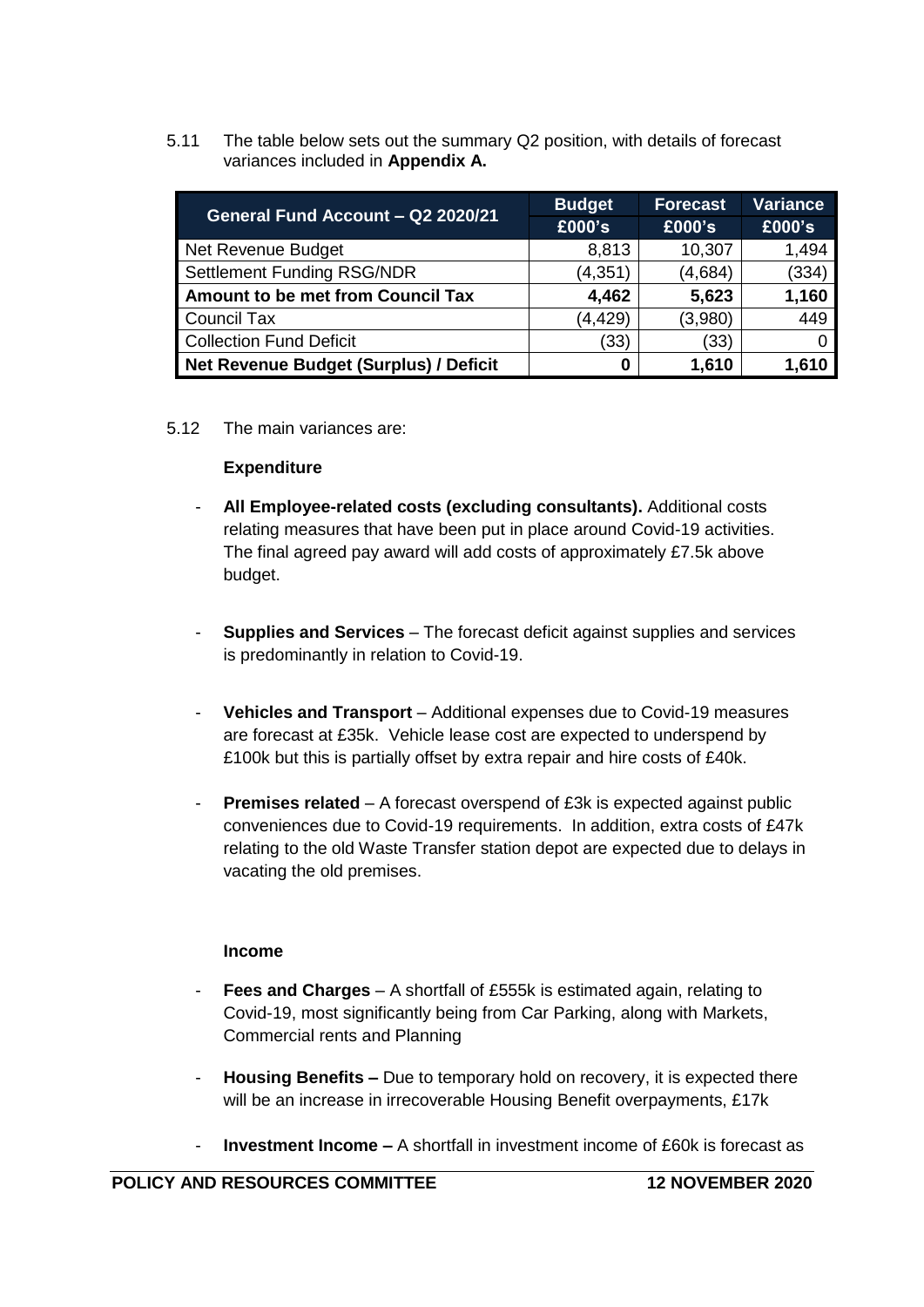5.11 The table below sets out the summary Q2 position, with details of forecast variances included in **Appendix A.**

| General Fund Account – Q2 2020/21 | Budget | Forecast | Variance |
|---|---|---|---|
| | £000's | £000's | £000's |
| Net Revenue Budget | 8,813 | 10,307 | 1,494 |
| Settlement Funding RSG/NDR | (4,351) | (4,684) | (334) |
| **Amount to be met from Council Tax** | **4,462** | **5,623** | **1,160** |
| Council Tax | (4,429) | (3,980) | 449 |
| Collection Fund Deficit | (33) | (33) | 0 |
| **Net Revenue Budget (Surplus) / Deficit** | **0** | **1,610** | **1,610** |

5.12 The main variances are:

**Expenditure**

- **All Employee-related costs (excluding consultants).** Additional costs relating measures that have been put in place around Covid-19 activities. The final agreed pay award will add costs of approximately £7.5k above budget.

- **Supplies and Services** – The forecast deficit against supplies and services is predominantly in relation to Covid-19.

- **Vehicles and Transport** – Additional expenses due to Covid-19 measures are forecast at £35k. Vehicle lease cost are expected to underspend by £100k but this is partially offset by extra repair and hire costs of £40k.

- **Premises related** – A forecast overspend of £3k is expected against public conveniences due to Covid-19 requirements. In addition, extra costs of £47k relating to the old Waste Transfer station depot are expected due to delays in vacating the old premises.

**Income**

- **Fees and Charges** – A shortfall of £555k is estimated again, relating to Covid-19, most significantly being from Car Parking, along with Markets, Commercial rents and Planning

- **Housing Benefits –** Due to temporary hold on recovery, it is expected there will be an increase in irrecoverable Housing Benefit overpayments, £17k

- **Investment Income –** A shortfall in investment income of £60k is forecast as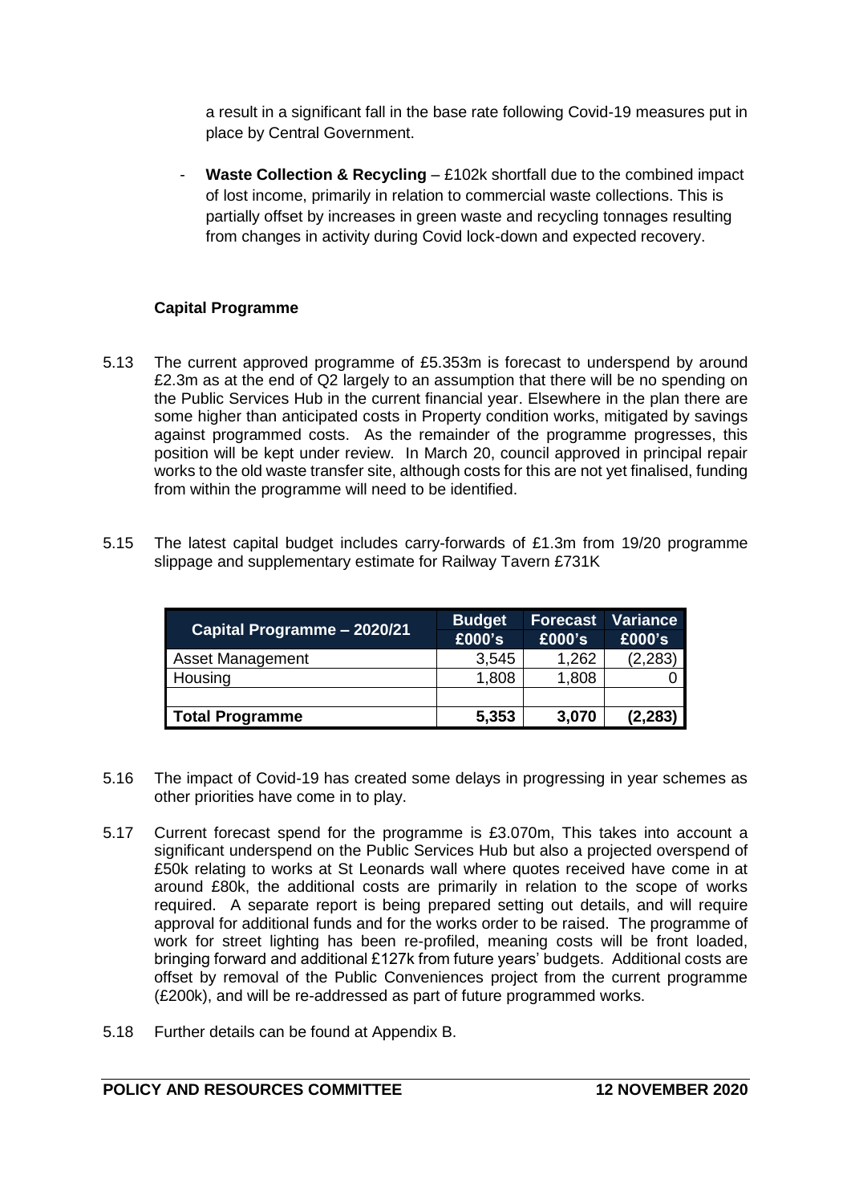a result in a significant fall in the base rate following Covid-19 measures put in place by Central Government.

- **Waste Collection & Recycling** – £102k shortfall due to the combined impact of lost income, primarily in relation to commercial waste collections. This is partially offset by increases in green waste and recycling tonnages resulting from changes in activity during Covid lock-down and expected recovery.

**Capital Programme**

5.13 The current approved programme of £5.353m is forecast to underspend by around £2.3m as at the end of Q2 largely to an assumption that there will be no spending on the Public Services Hub in the current financial year. Elsewhere in the plan there are some higher than anticipated costs in Property condition works, mitigated by savings against programmed costs. As the remainder of the programme progresses, this position will be kept under review. In March 20, council approved in principal repair works to the old waste transfer site, although costs for this are not yet finalised, funding from within the programme will need to be identified.

5.15 The latest capital budget includes carry-forwards of £1.3m from 19/20 programme slippage and supplementary estimate for Railway Tavern £731K

| Capital Programme – 2020/21 | Budget £000's | Forecast £000's | Variance £000's |
|---|---|---|---|
| Asset Management | 3,545 | 1,262 | (2,283) |
| Housing | 1,808 | 1,808 | 0 |
| | | | |
| **Total Programme** | **5,353** | **3,070** | **(2,283)** |

5.16 The impact of Covid-19 has created some delays in progressing in year schemes as other priorities have come in to play.

5.17 Current forecast spend for the programme is £3.070m, This takes into account a significant underspend on the Public Services Hub but also a projected overspend of £50k relating to works at St Leonards wall where quotes received have come in at around £80k, the additional costs are primarily in relation to the scope of works required. A separate report is being prepared setting out details, and will require approval for additional funds and for the works order to be raised. The programme of work for street lighting has been re-profiled, meaning costs will be front loaded, bringing forward and additional £127k from future years' budgets. Additional costs are offset by removal of the Public Conveniences project from the current programme (£200k), and will be re-addressed as part of future programmed works.

5.18 Further details can be found at Appendix B.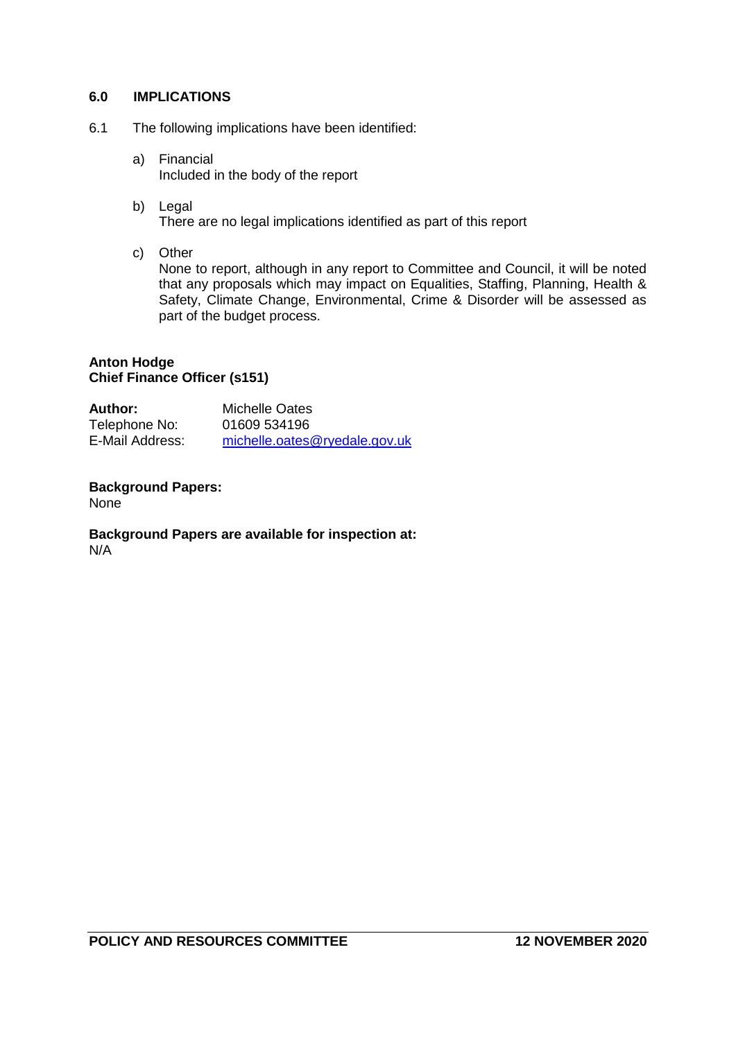## 6.0 IMPLICATIONS

6.1 The following implications have been identified:

a) Financial
Included in the body of the report

b) Legal
There are no legal implications identified as part of this report

c) Other
None to report, although in any report to Committee and Council, it will be noted that any proposals which may impact on Equalities, Staffing, Planning, Health & Safety, Climate Change, Environmental, Crime & Disorder will be assessed as part of the budget process.

**Anton Hodge**
**Chief Finance Officer (s151)**

| | |
|---|---|
| **Author:** | Michelle Oates |
| Telephone No: | 01609 534196 |
| E-Mail Address: | michelle.oates@ryedale.gov.uk |

**Background Papers:**
None

**Background Papers are available for inspection at:**
N/A